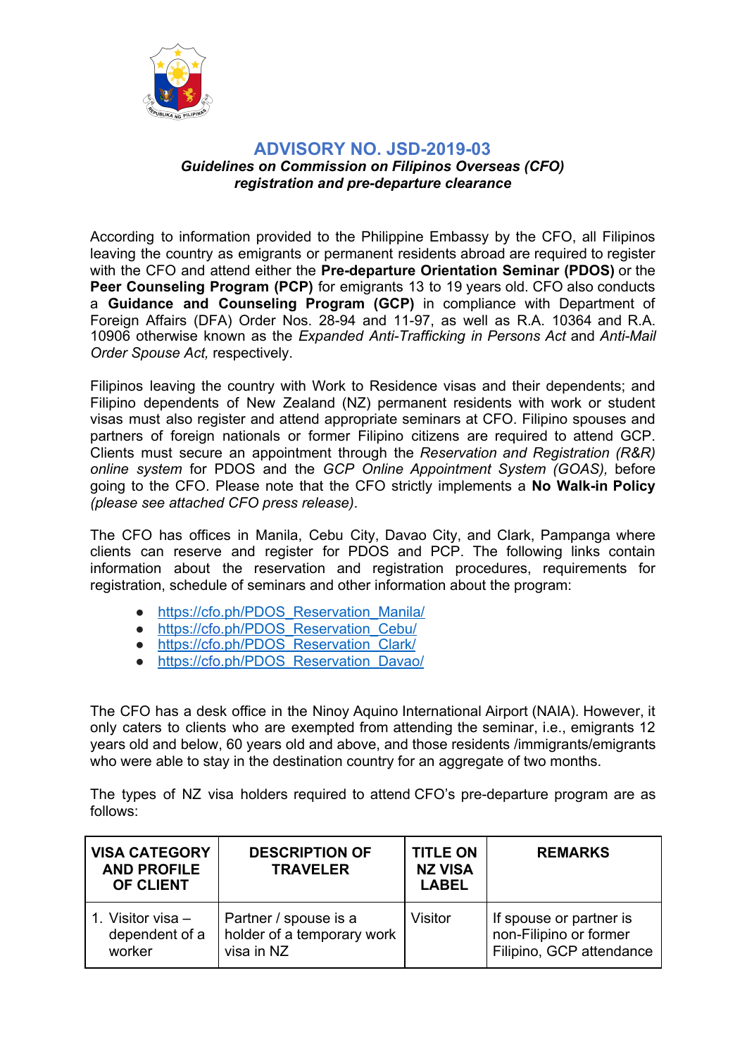# ADVISORY NO. JSD-2019-03

***Guidelines on Commission on Filipinos Overseas (CFO) registration and pre-departure clearance***

According to information provided to the Philippine Embassy by the CFO, all Filipinos leaving the country as emigrants or permanent residents abroad are required to register with the CFO and attend either the **Pre-departure Orientation Seminar (PDOS)** or the **Peer Counseling Program (PCP)** for emigrants 13 to 19 years old. CFO also conducts a **Guidance and Counseling Program (GCP)** in compliance with Department of Foreign Affairs (DFA) Order Nos. 28-94 and 11-97, as well as R.A. 10364 and R.A. 10906 otherwise known as the *Expanded Anti-Trafficking in Persons Act* and *Anti-Mail Order Spouse Act,* respectively.

Filipinos leaving the country with Work to Residence visas and their dependents; and Filipino dependents of New Zealand (NZ) permanent residents with work or student visas must also register and attend appropriate seminars at CFO. Filipino spouses and partners of foreign nationals or former Filipino citizens are required to attend GCP. Clients must secure an appointment through the *Reservation and Registration (R&R) online system* for PDOS and the *GCP Online Appointment System (GOAS),* before going to the CFO. Please note that the CFO strictly implements a **No Walk-in Policy** *(please see attached CFO press release)*.

The CFO has offices in Manila, Cebu City, Davao City, and Clark, Pampanga where clients can reserve and register for PDOS and PCP. The following links contain information about the reservation and registration procedures, requirements for registration, schedule of seminars and other information about the program:

- https://cfo.ph/PDOS_Reservation_Manila/
- https://cfo.ph/PDOS_Reservation_Cebu/
- https://cfo.ph/PDOS_Reservation_Clark/
- https://cfo.ph/PDOS_Reservation_Davao/

The CFO has a desk office in the Ninoy Aquino International Airport (NAIA). However, it only caters to clients who are exempted from attending the seminar, i.e., emigrants 12 years old and below, 60 years old and above, and those residents /immigrants/emigrants who were able to stay in the destination country for an aggregate of two months.

The types of NZ visa holders required to attend CFO's pre-departure program are as follows:

| VISA CATEGORY AND PROFILE OF CLIENT | DESCRIPTION OF TRAVELER | TITLE ON NZ VISA LABEL | REMARKS |
| --- | --- | --- | --- |
| 1. Visitor visa – dependent of a worker | Partner / spouse is a holder of a temporary work visa in NZ | Visitor | If spouse or partner is non-Filipino or former Filipino, GCP attendance |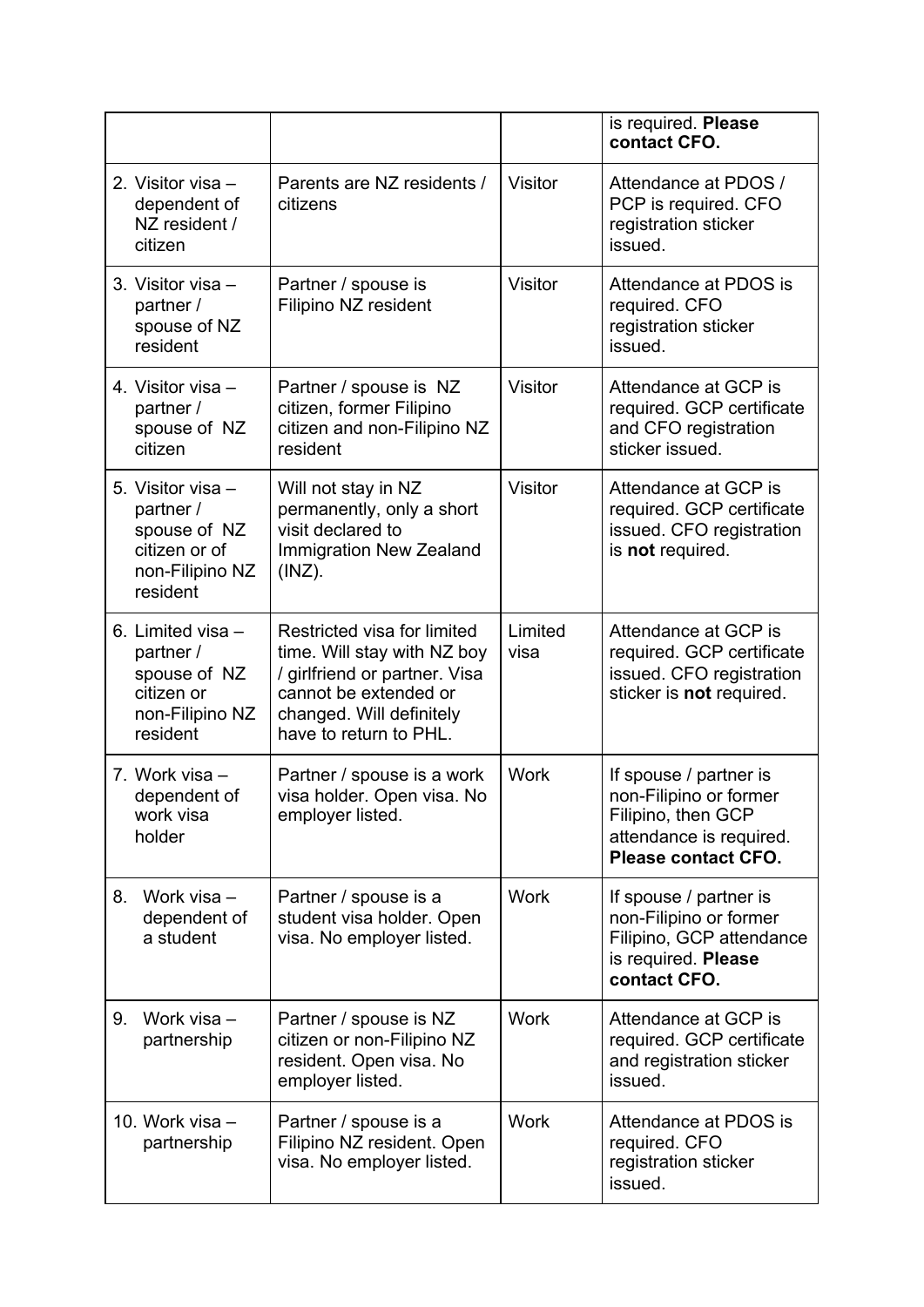| | | | is required. **Please contact CFO.** |
|---|---|---|---|
| 2. Visitor visa – dependent of NZ resident / citizen | Parents are NZ residents / citizens | Visitor | Attendance at PDOS / PCP is required. CFO registration sticker issued. |
| 3. Visitor visa – partner / spouse of NZ resident | Partner / spouse is Filipino NZ resident | Visitor | Attendance at PDOS is required. CFO registration sticker issued. |
| 4. Visitor visa – partner / spouse of NZ citizen | Partner / spouse is NZ citizen, former Filipino citizen and non-Filipino NZ resident | Visitor | Attendance at GCP is required. GCP certificate and CFO registration sticker issued. |
| 5. Visitor visa – partner / spouse of NZ citizen or of non-Filipino NZ resident | Will not stay in NZ permanently, only a short visit declared to Immigration New Zealand (INZ). | Visitor | Attendance at GCP is required. GCP certificate issued. CFO registration is **not** required. |
| 6. Limited visa – partner / spouse of NZ citizen or non-Filipino NZ resident | Restricted visa for limited time. Will stay with NZ boy / girlfriend or partner. Visa cannot be extended or changed. Will definitely have to return to PHL. | Limited visa | Attendance at GCP is required. GCP certificate issued. CFO registration sticker is **not** required. |
| 7. Work visa – dependent of work visa holder | Partner / spouse is a work visa holder. Open visa. No employer listed. | Work | If spouse / partner is non-Filipino or former Filipino, then GCP attendance is required. **Please contact CFO.** |
| 8. Work visa – dependent of a student | Partner / spouse is a student visa holder. Open visa. No employer listed. | Work | If spouse / partner is non-Filipino or former Filipino, GCP attendance is required. **Please contact CFO.** |
| 9. Work visa – partnership | Partner / spouse is NZ citizen or non-Filipino NZ resident. Open visa. No employer listed. | Work | Attendance at GCP is required. GCP certificate and registration sticker issued. |
| 10. Work visa – partnership | Partner / spouse is a Filipino NZ resident. Open visa. No employer listed. | Work | Attendance at PDOS is required. CFO registration sticker issued. |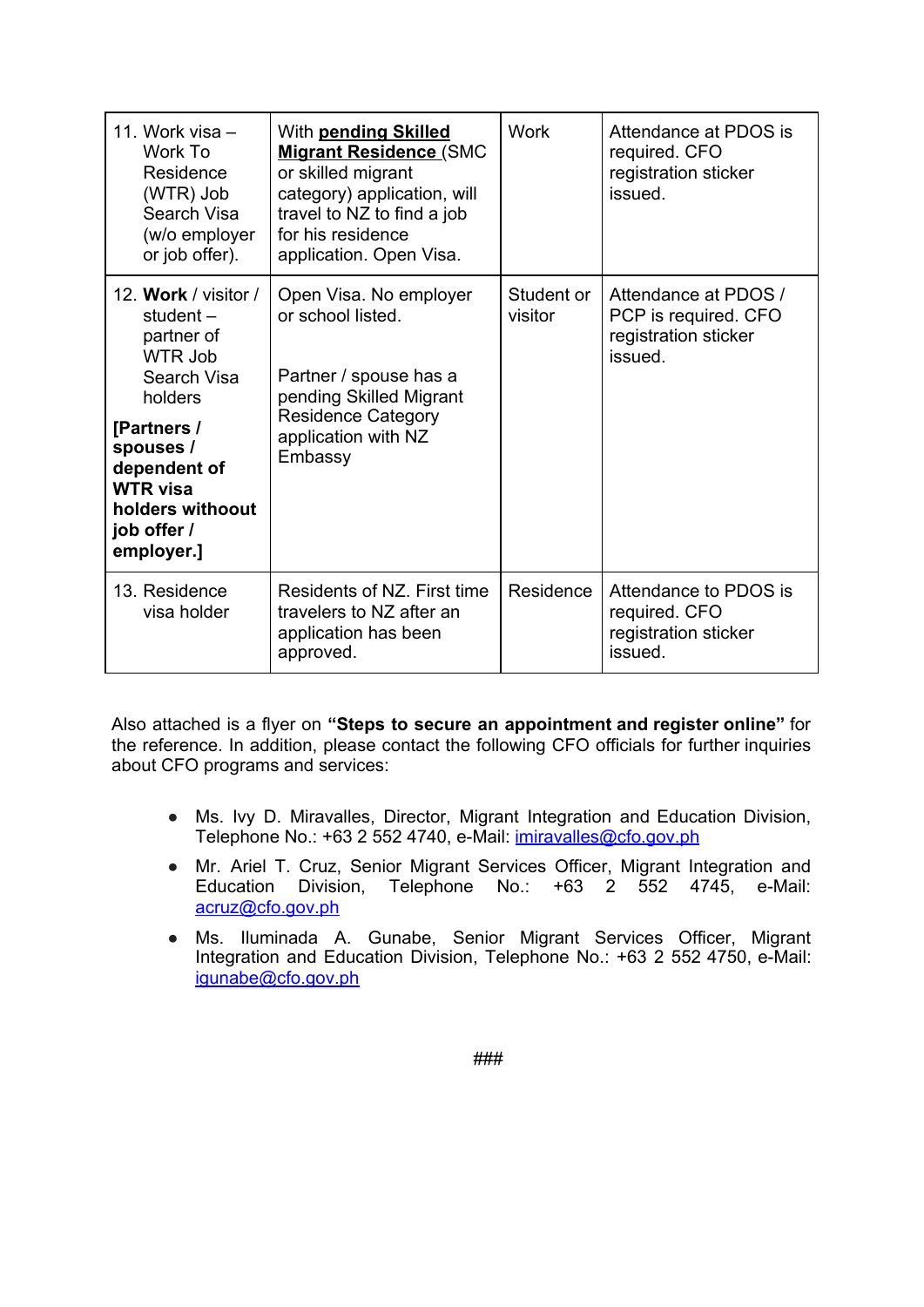| | | | |
|---|---|---|---|
| 11. Work visa – Work To Residence (WTR) Job Search Visa (w/o employer or job offer). | With **pending Skilled Migrant Residence** (SMC or skilled migrant category) application, will travel to NZ to find a job for his residence application. Open Visa. | Work | Attendance at PDOS is required. CFO registration sticker issued. |
| 12. **Work** / visitor / student – partner of WTR Job Search Visa holders<br><br>**[Partners / spouses / dependent of WTR visa holders withoout job offer / employer.]** | Open Visa. No employer or school listed.<br><br>Partner / spouse has a pending Skilled Migrant Residence Category application with NZ Embassy | Student or visitor | Attendance at PDOS / PCP is required. CFO registration sticker issued. |
| 13. Residence visa holder | Residents of NZ. First time travelers to NZ after an application has been approved. | Residence | Attendance to PDOS is required. CFO registration sticker issued. |

Also attached is a flyer on **"Steps to secure an appointment and register online"** for the reference. In addition, please contact the following CFO officials for further inquiries about CFO programs and services:

- Ms. Ivy D. Miravalles, Director, Migrant Integration and Education Division, Telephone No.: +63 2 552 4740, e-Mail: imiravalles@cfo.gov.ph
- Mr. Ariel T. Cruz, Senior Migrant Services Officer, Migrant Integration and Education Division, Telephone No.: +63 2 552 4745, e-Mail: acruz@cfo.gov.ph
- Ms. Iluminada A. Gunabe, Senior Migrant Services Officer, Migrant Integration and Education Division, Telephone No.: +63 2 552 4750, e-Mail: igunabe@cfo.gov.ph

###